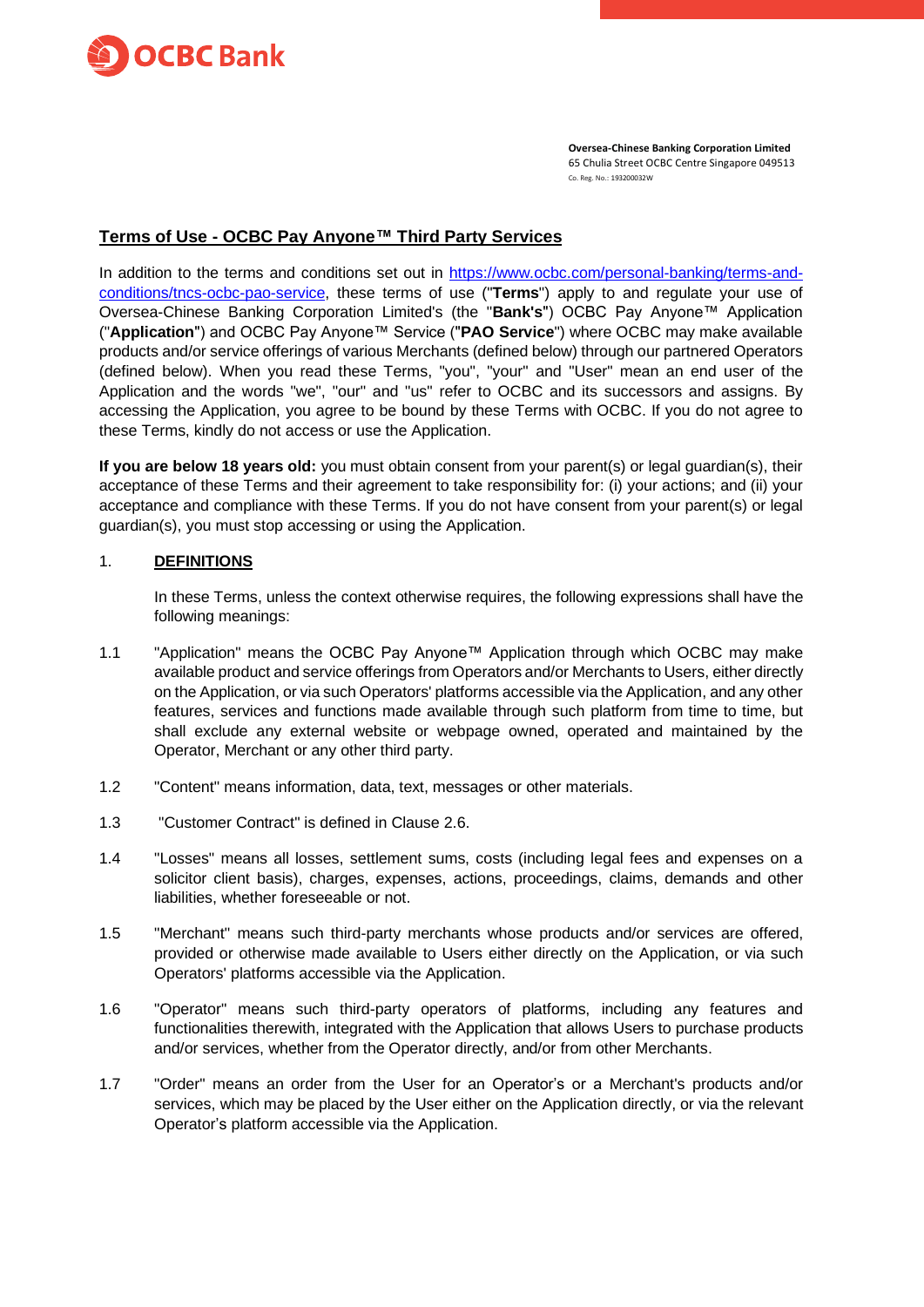**OCBC Bank**

**Oversea-Chinese Banking Corporation Limited**
65 Chulia Street OCBC Centre Singapore 049513
Co. Reg. No.: 193200032W

# Terms of Use - OCBC Pay Anyone™ Third Party Services

In addition to the terms and conditions set out in https://www.ocbc.com/personal-banking/terms-and-conditions/tncs-ocbc-pao-service, these terms of use ("**Terms**") apply to and regulate your use of Oversea-Chinese Banking Corporation Limited's (the "**Bank's**") OCBC Pay Anyone™ Application ("**Application**") and OCBC Pay Anyone™ Service ("**PAO Service**") where OCBC may make available products and/or service offerings of various Merchants (defined below) through our partnered Operators (defined below). When you read these Terms, "you", "your" and "User" mean an end user of the Application and the words "we", "our" and "us" refer to OCBC and its successors and assigns. By accessing the Application, you agree to be bound by these Terms with OCBC. If you do not agree to these Terms, kindly do not access or use the Application.

**If you are below 18 years old:** you must obtain consent from your parent(s) or legal guardian(s), their acceptance of these Terms and their agreement to take responsibility for: (i) your actions; and (ii) your acceptance and compliance with these Terms. If you do not have consent from your parent(s) or legal guardian(s), you must stop accessing or using the Application.

## 1. DEFINITIONS

In these Terms, unless the context otherwise requires, the following expressions shall have the following meanings:

1.1 "Application" means the OCBC Pay Anyone™ Application through which OCBC may make available product and service offerings from Operators and/or Merchants to Users, either directly on the Application, or via such Operators' platforms accessible via the Application, and any other features, services and functions made available through such platform from time to time, but shall exclude any external website or webpage owned, operated and maintained by the Operator, Merchant or any other third party.

1.2 "Content" means information, data, text, messages or other materials.

1.3 "Customer Contract" is defined in Clause 2.6.

1.4 "Losses" means all losses, settlement sums, costs (including legal fees and expenses on a solicitor client basis), charges, expenses, actions, proceedings, claims, demands and other liabilities, whether foreseeable or not.

1.5 "Merchant" means such third-party merchants whose products and/or services are offered, provided or otherwise made available to Users either directly on the Application, or via such Operators' platforms accessible via the Application.

1.6 "Operator" means such third-party operators of platforms, including any features and functionalities therewith, integrated with the Application that allows Users to purchase products and/or services, whether from the Operator directly, and/or from other Merchants.

1.7 "Order" means an order from the User for an Operator's or a Merchant's products and/or services, which may be placed by the User either on the Application directly, or via the relevant Operator's platform accessible via the Application.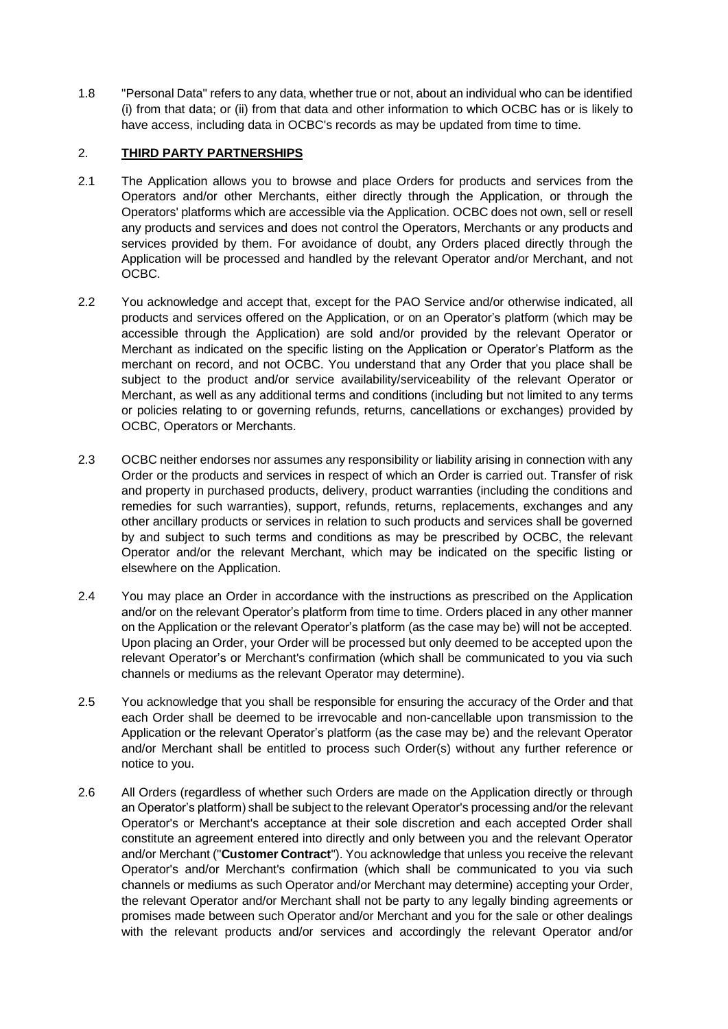1.8 "Personal Data" refers to any data, whether true or not, about an individual who can be identified (i) from that data; or (ii) from that data and other information to which OCBC has or is likely to have access, including data in OCBC's records as may be updated from time to time.

## 2. **THIRD PARTY PARTNERSHIPS**

2.1 The Application allows you to browse and place Orders for products and services from the Operators and/or other Merchants, either directly through the Application, or through the Operators' platforms which are accessible via the Application. OCBC does not own, sell or resell any products and services and does not control the Operators, Merchants or any products and services provided by them. For avoidance of doubt, any Orders placed directly through the Application will be processed and handled by the relevant Operator and/or Merchant, and not OCBC.

2.2 You acknowledge and accept that, except for the PAO Service and/or otherwise indicated, all products and services offered on the Application, or on an Operator's platform (which may be accessible through the Application) are sold and/or provided by the relevant Operator or Merchant as indicated on the specific listing on the Application or Operator's Platform as the merchant on record, and not OCBC. You understand that any Order that you place shall be subject to the product and/or service availability/serviceability of the relevant Operator or Merchant, as well as any additional terms and conditions (including but not limited to any terms or policies relating to or governing refunds, returns, cancellations or exchanges) provided by OCBC, Operators or Merchants.

2.3 OCBC neither endorses nor assumes any responsibility or liability arising in connection with any Order or the products and services in respect of which an Order is carried out. Transfer of risk and property in purchased products, delivery, product warranties (including the conditions and remedies for such warranties), support, refunds, returns, replacements, exchanges and any other ancillary products or services in relation to such products and services shall be governed by and subject to such terms and conditions as may be prescribed by OCBC, the relevant Operator and/or the relevant Merchant, which may be indicated on the specific listing or elsewhere on the Application.

2.4 You may place an Order in accordance with the instructions as prescribed on the Application and/or on the relevant Operator's platform from time to time. Orders placed in any other manner on the Application or the relevant Operator's platform (as the case may be) will not be accepted. Upon placing an Order, your Order will be processed but only deemed to be accepted upon the relevant Operator's or Merchant's confirmation (which shall be communicated to you via such channels or mediums as the relevant Operator may determine).

2.5 You acknowledge that you shall be responsible for ensuring the accuracy of the Order and that each Order shall be deemed to be irrevocable and non-cancellable upon transmission to the Application or the relevant Operator's platform (as the case may be) and the relevant Operator and/or Merchant shall be entitled to process such Order(s) without any further reference or notice to you.

2.6 All Orders (regardless of whether such Orders are made on the Application directly or through an Operator's platform) shall be subject to the relevant Operator's processing and/or the relevant Operator's or Merchant's acceptance at their sole discretion and each accepted Order shall constitute an agreement entered into directly and only between you and the relevant Operator and/or Merchant ("**Customer Contract**"). You acknowledge that unless you receive the relevant Operator's and/or Merchant's confirmation (which shall be communicated to you via such channels or mediums as such Operator and/or Merchant may determine) accepting your Order, the relevant Operator and/or Merchant shall not be party to any legally binding agreements or promises made between such Operator and/or Merchant and you for the sale or other dealings with the relevant products and/or services and accordingly the relevant Operator and/or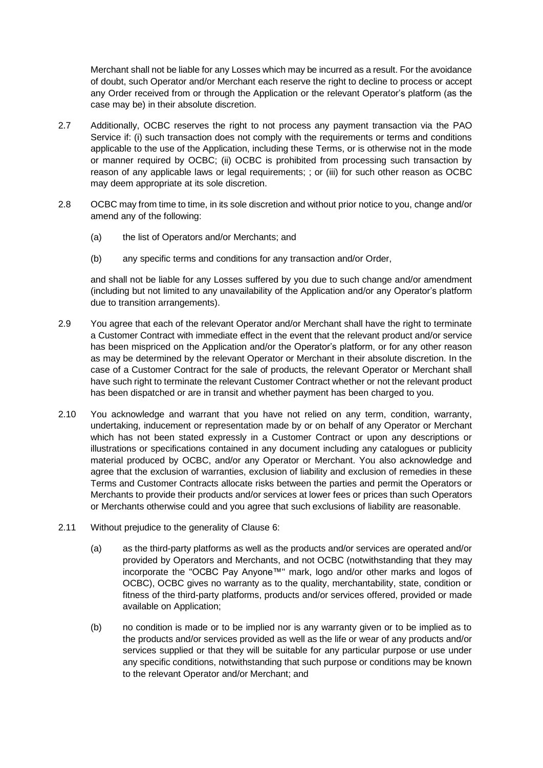Merchant shall not be liable for any Losses which may be incurred as a result. For the avoidance of doubt, such Operator and/or Merchant each reserve the right to decline to process or accept any Order received from or through the Application or the relevant Operator's platform (as the case may be) in their absolute discretion.

2.7 Additionally, OCBC reserves the right to not process any payment transaction via the PAO Service if: (i) such transaction does not comply with the requirements or terms and conditions applicable to the use of the Application, including these Terms, or is otherwise not in the mode or manner required by OCBC; (ii) OCBC is prohibited from processing such transaction by reason of any applicable laws or legal requirements; ; or (iii) for such other reason as OCBC may deem appropriate at its sole discretion.

2.8 OCBC may from time to time, in its sole discretion and without prior notice to you, change and/or amend any of the following:

(a) the list of Operators and/or Merchants; and

(b) any specific terms and conditions for any transaction and/or Order,

and shall not be liable for any Losses suffered by you due to such change and/or amendment (including but not limited to any unavailability of the Application and/or any Operator's platform due to transition arrangements).

2.9 You agree that each of the relevant Operator and/or Merchant shall have the right to terminate a Customer Contract with immediate effect in the event that the relevant product and/or service has been mispriced on the Application and/or the Operator's platform, or for any other reason as may be determined by the relevant Operator or Merchant in their absolute discretion. In the case of a Customer Contract for the sale of products, the relevant Operator or Merchant shall have such right to terminate the relevant Customer Contract whether or not the relevant product has been dispatched or are in transit and whether payment has been charged to you.

2.10 You acknowledge and warrant that you have not relied on any term, condition, warranty, undertaking, inducement or representation made by or on behalf of any Operator or Merchant which has not been stated expressly in a Customer Contract or upon any descriptions or illustrations or specifications contained in any document including any catalogues or publicity material produced by OCBC, and/or any Operator or Merchant. You also acknowledge and agree that the exclusion of warranties, exclusion of liability and exclusion of remedies in these Terms and Customer Contracts allocate risks between the parties and permit the Operators or Merchants to provide their products and/or services at lower fees or prices than such Operators or Merchants otherwise could and you agree that such exclusions of liability are reasonable.

2.11 Without prejudice to the generality of Clause 6:

(a) as the third-party platforms as well as the products and/or services are operated and/or provided by Operators and Merchants, and not OCBC (notwithstanding that they may incorporate the "OCBC Pay Anyone™" mark, logo and/or other marks and logos of OCBC), OCBC gives no warranty as to the quality, merchantability, state, condition or fitness of the third-party platforms, products and/or services offered, provided or made available on Application;

(b) no condition is made or to be implied nor is any warranty given or to be implied as to the products and/or services provided as well as the life or wear of any products and/or services supplied or that they will be suitable for any particular purpose or use under any specific conditions, notwithstanding that such purpose or conditions may be known to the relevant Operator and/or Merchant; and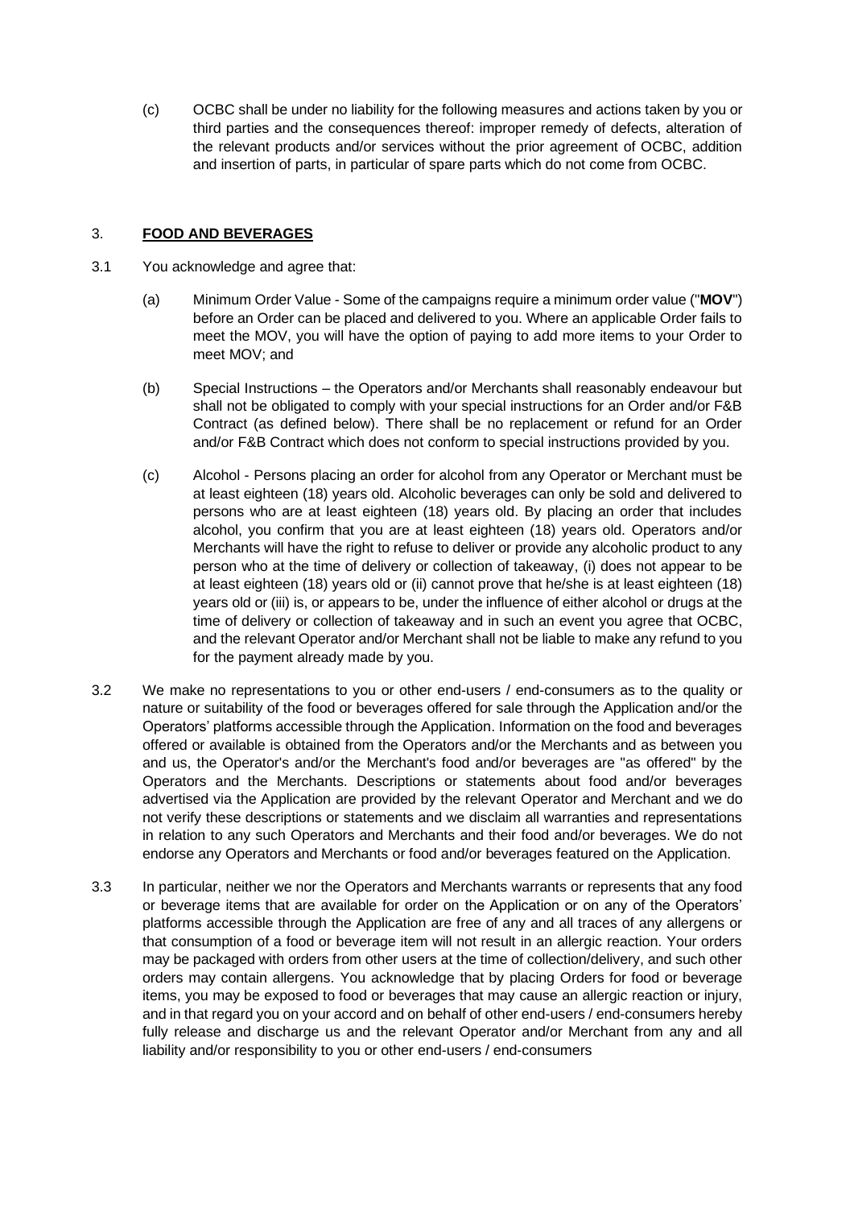(c) OCBC shall be under no liability for the following measures and actions taken by you or third parties and the consequences thereof: improper remedy of defects, alteration of the relevant products and/or services without the prior agreement of OCBC, addition and insertion of parts, in particular of spare parts which do not come from OCBC.

## 3. **FOOD AND BEVERAGES**

3.1 You acknowledge and agree that:

(a) Minimum Order Value - Some of the campaigns require a minimum order value ("**MOV**") before an Order can be placed and delivered to you. Where an applicable Order fails to meet the MOV, you will have the option of paying to add more items to your Order to meet MOV; and

(b) Special Instructions – the Operators and/or Merchants shall reasonably endeavour but shall not be obligated to comply with your special instructions for an Order and/or F&B Contract (as defined below). There shall be no replacement or refund for an Order and/or F&B Contract which does not conform to special instructions provided by you.

(c) Alcohol - Persons placing an order for alcohol from any Operator or Merchant must be at least eighteen (18) years old. Alcoholic beverages can only be sold and delivered to persons who are at least eighteen (18) years old. By placing an order that includes alcohol, you confirm that you are at least eighteen (18) years old. Operators and/or Merchants will have the right to refuse to deliver or provide any alcoholic product to any person who at the time of delivery or collection of takeaway, (i) does not appear to be at least eighteen (18) years old or (ii) cannot prove that he/she is at least eighteen (18) years old or (iii) is, or appears to be, under the influence of either alcohol or drugs at the time of delivery or collection of takeaway and in such an event you agree that OCBC, and the relevant Operator and/or Merchant shall not be liable to make any refund to you for the payment already made by you.

3.2 We make no representations to you or other end-users / end-consumers as to the quality or nature or suitability of the food or beverages offered for sale through the Application and/or the Operators' platforms accessible through the Application. Information on the food and beverages offered or available is obtained from the Operators and/or the Merchants and as between you and us, the Operator's and/or the Merchant's food and/or beverages are "as offered" by the Operators and the Merchants. Descriptions or statements about food and/or beverages advertised via the Application are provided by the relevant Operator and Merchant and we do not verify these descriptions or statements and we disclaim all warranties and representations in relation to any such Operators and Merchants and their food and/or beverages. We do not endorse any Operators and Merchants or food and/or beverages featured on the Application.

3.3 In particular, neither we nor the Operators and Merchants warrants or represents that any food or beverage items that are available for order on the Application or on any of the Operators' platforms accessible through the Application are free of any and all traces of any allergens or that consumption of a food or beverage item will not result in an allergic reaction. Your orders may be packaged with orders from other users at the time of collection/delivery, and such other orders may contain allergens. You acknowledge that by placing Orders for food or beverage items, you may be exposed to food or beverages that may cause an allergic reaction or injury, and in that regard you on your accord and on behalf of other end-users / end-consumers hereby fully release and discharge us and the relevant Operator and/or Merchant from any and all liability and/or responsibility to you or other end-users / end-consumers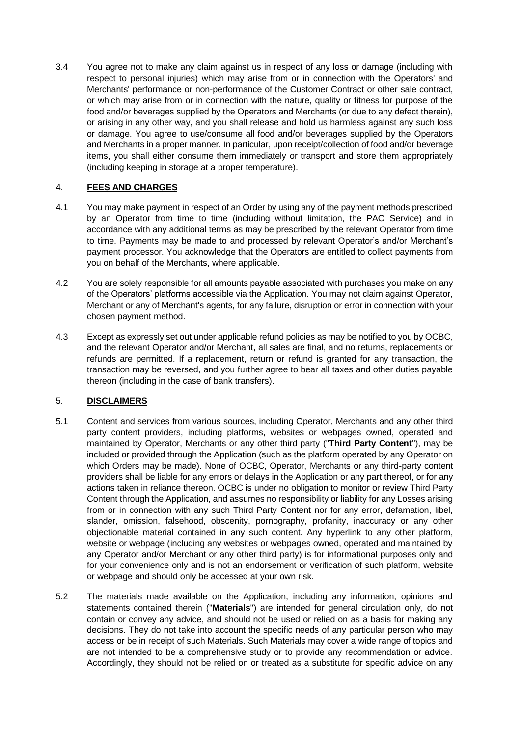3.4 You agree not to make any claim against us in respect of any loss or damage (including with respect to personal injuries) which may arise from or in connection with the Operators' and Merchants' performance or non-performance of the Customer Contract or other sale contract, or which may arise from or in connection with the nature, quality or fitness for purpose of the food and/or beverages supplied by the Operators and Merchants (or due to any defect therein), or arising in any other way, and you shall release and hold us harmless against any such loss or damage. You agree to use/consume all food and/or beverages supplied by the Operators and Merchants in a proper manner. In particular, upon receipt/collection of food and/or beverage items, you shall either consume them immediately or transport and store them appropriately (including keeping in storage at a proper temperature).

## 4. **FEES AND CHARGES**

4.1 You may make payment in respect of an Order by using any of the payment methods prescribed by an Operator from time to time (including without limitation, the PAO Service) and in accordance with any additional terms as may be prescribed by the relevant Operator from time to time. Payments may be made to and processed by relevant Operator's and/or Merchant's payment processor. You acknowledge that the Operators are entitled to collect payments from you on behalf of the Merchants, where applicable.

4.2 You are solely responsible for all amounts payable associated with purchases you make on any of the Operators' platforms accessible via the Application. You may not claim against Operator, Merchant or any of Merchant's agents, for any failure, disruption or error in connection with your chosen payment method.

4.3 Except as expressly set out under applicable refund policies as may be notified to you by OCBC, and the relevant Operator and/or Merchant, all sales are final, and no returns, replacements or refunds are permitted. If a replacement, return or refund is granted for any transaction, the transaction may be reversed, and you further agree to bear all taxes and other duties payable thereon (including in the case of bank transfers).

## 5. **DISCLAIMERS**

5.1 Content and services from various sources, including Operator, Merchants and any other third party content providers, including platforms, websites or webpages owned, operated and maintained by Operator, Merchants or any other third party ("**Third Party Content**"), may be included or provided through the Application (such as the platform operated by any Operator on which Orders may be made). None of OCBC, Operator, Merchants or any third-party content providers shall be liable for any errors or delays in the Application or any part thereof, or for any actions taken in reliance thereon. OCBC is under no obligation to monitor or review Third Party Content through the Application, and assumes no responsibility or liability for any Losses arising from or in connection with any such Third Party Content nor for any error, defamation, libel, slander, omission, falsehood, obscenity, pornography, profanity, inaccuracy or any other objectionable material contained in any such content. Any hyperlink to any other platform, website or webpage (including any websites or webpages owned, operated and maintained by any Operator and/or Merchant or any other third party) is for informational purposes only and for your convenience only and is not an endorsement or verification of such platform, website or webpage and should only be accessed at your own risk.

5.2 The materials made available on the Application, including any information, opinions and statements contained therein ("**Materials**") are intended for general circulation only, do not contain or convey any advice, and should not be used or relied on as a basis for making any decisions. They do not take into account the specific needs of any particular person who may access or be in receipt of such Materials. Such Materials may cover a wide range of topics and are not intended to be a comprehensive study or to provide any recommendation or advice. Accordingly, they should not be relied on or treated as a substitute for specific advice on any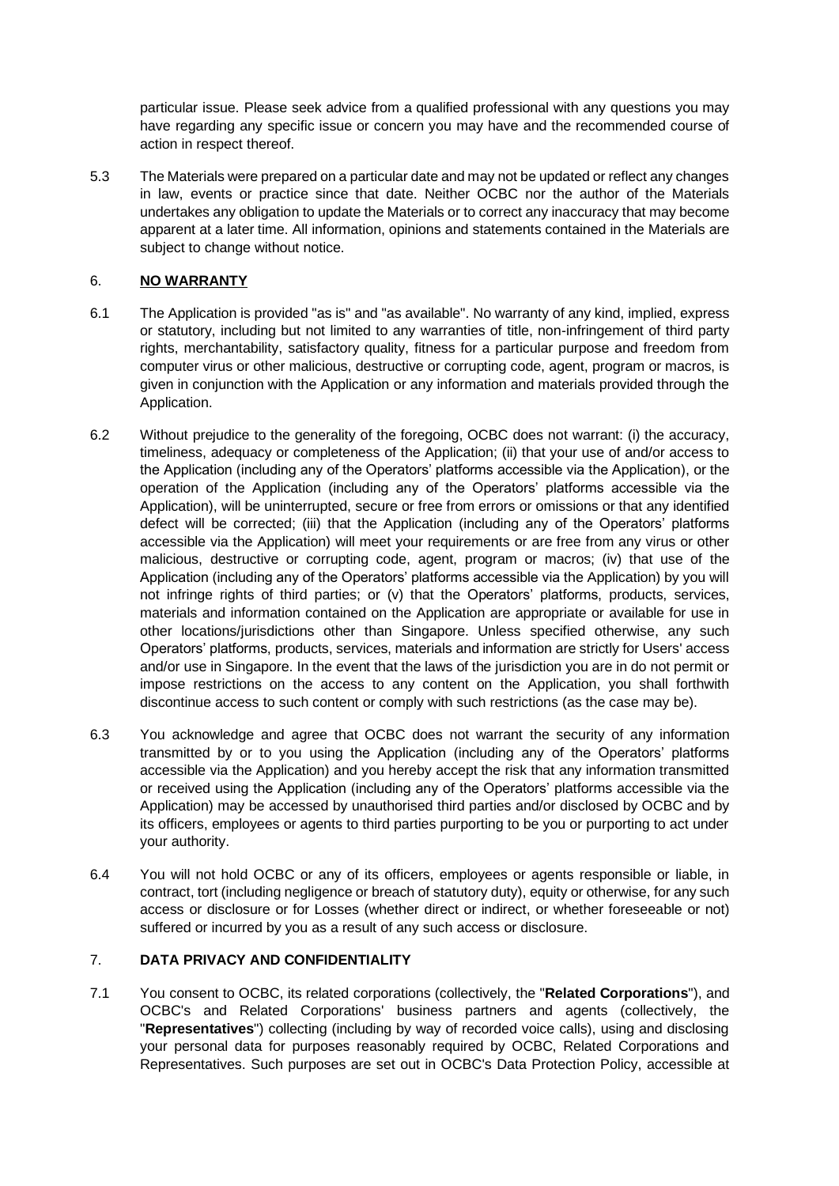particular issue. Please seek advice from a qualified professional with any questions you may have regarding any specific issue or concern you may have and the recommended course of action in respect thereof.

5.3 The Materials were prepared on a particular date and may not be updated or reflect any changes in law, events or practice since that date. Neither OCBC nor the author of the Materials undertakes any obligation to update the Materials or to correct any inaccuracy that may become apparent at a later time. All information, opinions and statements contained in the Materials are subject to change without notice.

## 6. NO WARRANTY

6.1 The Application is provided "as is" and "as available". No warranty of any kind, implied, express or statutory, including but not limited to any warranties of title, non-infringement of third party rights, merchantability, satisfactory quality, fitness for a particular purpose and freedom from computer virus or other malicious, destructive or corrupting code, agent, program or macros, is given in conjunction with the Application or any information and materials provided through the Application.

6.2 Without prejudice to the generality of the foregoing, OCBC does not warrant: (i) the accuracy, timeliness, adequacy or completeness of the Application; (ii) that your use of and/or access to the Application (including any of the Operators' platforms accessible via the Application), or the operation of the Application (including any of the Operators' platforms accessible via the Application), will be uninterrupted, secure or free from errors or omissions or that any identified defect will be corrected; (iii) that the Application (including any of the Operators' platforms accessible via the Application) will meet your requirements or are free from any virus or other malicious, destructive or corrupting code, agent, program or macros; (iv) that use of the Application (including any of the Operators' platforms accessible via the Application) by you will not infringe rights of third parties; or (v) that the Operators' platforms, products, services, materials and information contained on the Application are appropriate or available for use in other locations/jurisdictions other than Singapore. Unless specified otherwise, any such Operators' platforms, products, services, materials and information are strictly for Users' access and/or use in Singapore. In the event that the laws of the jurisdiction you are in do not permit or impose restrictions on the access to any content on the Application, you shall forthwith discontinue access to such content or comply with such restrictions (as the case may be).

6.3 You acknowledge and agree that OCBC does not warrant the security of any information transmitted by or to you using the Application (including any of the Operators' platforms accessible via the Application) and you hereby accept the risk that any information transmitted or received using the Application (including any of the Operators' platforms accessible via the Application) may be accessed by unauthorised third parties and/or disclosed by OCBC and by its officers, employees or agents to third parties purporting to be you or purporting to act under your authority.

6.4 You will not hold OCBC or any of its officers, employees or agents responsible or liable, in contract, tort (including negligence or breach of statutory duty), equity or otherwise, for any such access or disclosure or for Losses (whether direct or indirect, or whether foreseeable or not) suffered or incurred by you as a result of any such access or disclosure.

## 7. DATA PRIVACY AND CONFIDENTIALITY

7.1 You consent to OCBC, its related corporations (collectively, the "**Related Corporations**"), and OCBC's and Related Corporations' business partners and agents (collectively, the "**Representatives**") collecting (including by way of recorded voice calls), using and disclosing your personal data for purposes reasonably required by OCBC, Related Corporations and Representatives. Such purposes are set out in OCBC's Data Protection Policy, accessible at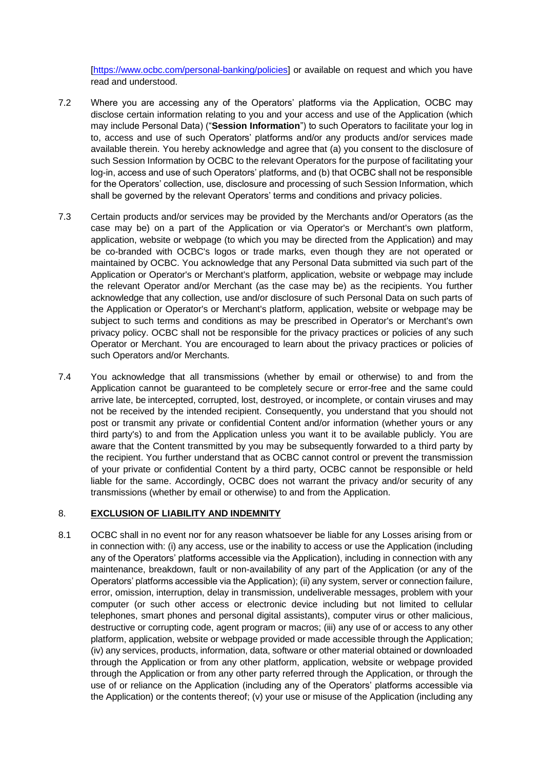[https://www.ocbc.com/personal-banking/policies] or available on request and which you have read and understood.

7.2 Where you are accessing any of the Operators' platforms via the Application, OCBC may disclose certain information relating to you and your access and use of the Application (which may include Personal Data) ("**Session Information**") to such Operators to facilitate your log in to, access and use of such Operators' platforms and/or any products and/or services made available therein. You hereby acknowledge and agree that (a) you consent to the disclosure of such Session Information by OCBC to the relevant Operators for the purpose of facilitating your log-in, access and use of such Operators' platforms, and (b) that OCBC shall not be responsible for the Operators' collection, use, disclosure and processing of such Session Information, which shall be governed by the relevant Operators' terms and conditions and privacy policies.

7.3 Certain products and/or services may be provided by the Merchants and/or Operators (as the case may be) on a part of the Application or via Operator's or Merchant's own platform, application, website or webpage (to which you may be directed from the Application) and may be co-branded with OCBC's logos or trade marks, even though they are not operated or maintained by OCBC. You acknowledge that any Personal Data submitted via such part of the Application or Operator's or Merchant's platform, application, website or webpage may include the relevant Operator and/or Merchant (as the case may be) as the recipients. You further acknowledge that any collection, use and/or disclosure of such Personal Data on such parts of the Application or Operator's or Merchant's platform, application, website or webpage may be subject to such terms and conditions as may be prescribed in Operator's or Merchant's own privacy policy. OCBC shall not be responsible for the privacy practices or policies of any such Operator or Merchant. You are encouraged to learn about the privacy practices or policies of such Operators and/or Merchants.

7.4 You acknowledge that all transmissions (whether by email or otherwise) to and from the Application cannot be guaranteed to be completely secure or error-free and the same could arrive late, be intercepted, corrupted, lost, destroyed, or incomplete, or contain viruses and may not be received by the intended recipient. Consequently, you understand that you should not post or transmit any private or confidential Content and/or information (whether yours or any third party's) to and from the Application unless you want it to be available publicly. You are aware that the Content transmitted by you may be subsequently forwarded to a third party by the recipient. You further understand that as OCBC cannot control or prevent the transmission of your private or confidential Content by a third party, OCBC cannot be responsible or held liable for the same. Accordingly, OCBC does not warrant the privacy and/or security of any transmissions (whether by email or otherwise) to and from the Application.

## 8. EXCLUSION OF LIABILITY AND INDEMNITY

8.1 OCBC shall in no event nor for any reason whatsoever be liable for any Losses arising from or in connection with: (i) any access, use or the inability to access or use the Application (including any of the Operators' platforms accessible via the Application), including in connection with any maintenance, breakdown, fault or non-availability of any part of the Application (or any of the Operators' platforms accessible via the Application); (ii) any system, server or connection failure, error, omission, interruption, delay in transmission, undeliverable messages, problem with your computer (or such other access or electronic device including but not limited to cellular telephones, smart phones and personal digital assistants), computer virus or other malicious, destructive or corrupting code, agent program or macros; (iii) any use of or access to any other platform, application, website or webpage provided or made accessible through the Application; (iv) any services, products, information, data, software or other material obtained or downloaded through the Application or from any other platform, application, website or webpage provided through the Application or from any other party referred through the Application, or through the use of or reliance on the Application (including any of the Operators' platforms accessible via the Application) or the contents thereof; (v) your use or misuse of the Application (including any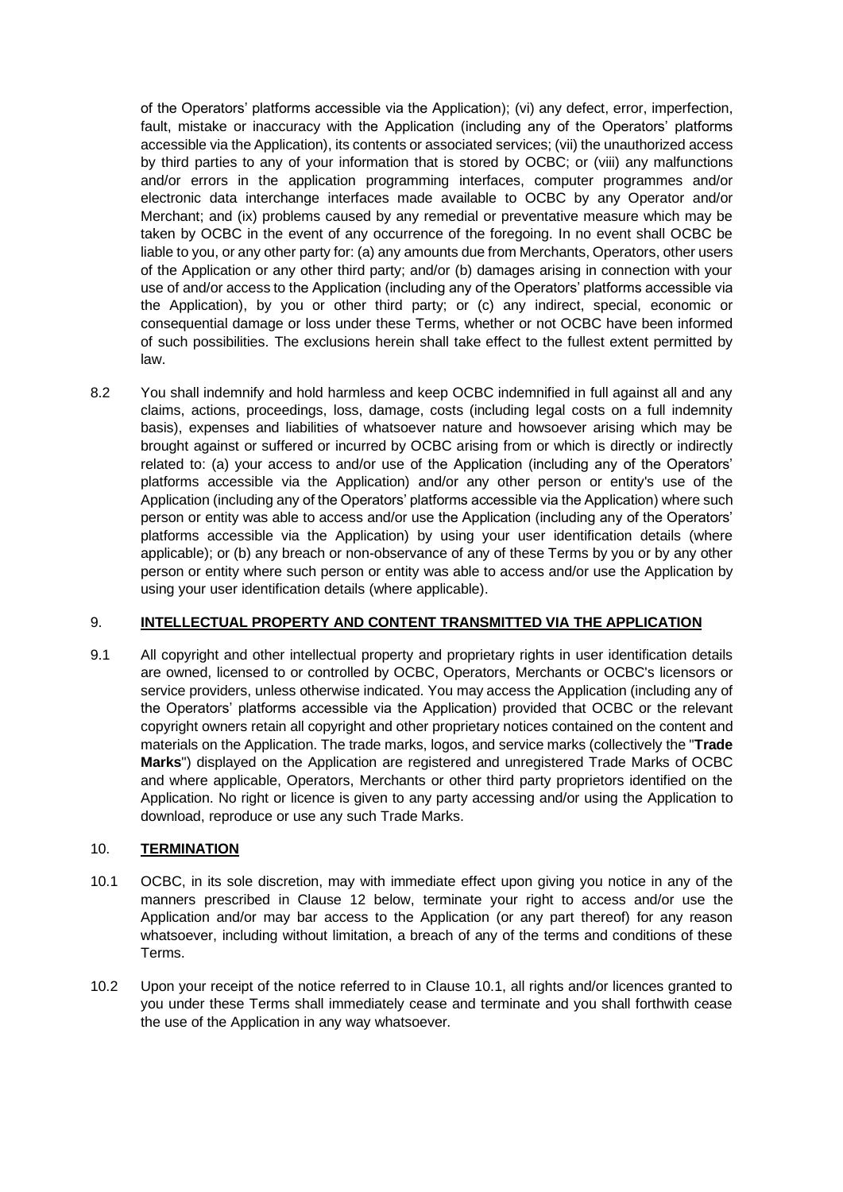of the Operators' platforms accessible via the Application); (vi) any defect, error, imperfection, fault, mistake or inaccuracy with the Application (including any of the Operators' platforms accessible via the Application), its contents or associated services; (vii) the unauthorized access by third parties to any of your information that is stored by OCBC; or (viii) any malfunctions and/or errors in the application programming interfaces, computer programmes and/or electronic data interchange interfaces made available to OCBC by any Operator and/or Merchant; and (ix) problems caused by any remedial or preventative measure which may be taken by OCBC in the event of any occurrence of the foregoing. In no event shall OCBC be liable to you, or any other party for: (a) any amounts due from Merchants, Operators, other users of the Application or any other third party; and/or (b) damages arising in connection with your use of and/or access to the Application (including any of the Operators' platforms accessible via the Application), by you or other third party; or (c) any indirect, special, economic or consequential damage or loss under these Terms, whether or not OCBC have been informed of such possibilities. The exclusions herein shall take effect to the fullest extent permitted by law.

8.2 You shall indemnify and hold harmless and keep OCBC indemnified in full against all and any claims, actions, proceedings, loss, damage, costs (including legal costs on a full indemnity basis), expenses and liabilities of whatsoever nature and howsoever arising which may be brought against or suffered or incurred by OCBC arising from or which is directly or indirectly related to: (a) your access to and/or use of the Application (including any of the Operators' platforms accessible via the Application) and/or any other person or entity's use of the Application (including any of the Operators' platforms accessible via the Application) where such person or entity was able to access and/or use the Application (including any of the Operators' platforms accessible via the Application) by using your user identification details (where applicable); or (b) any breach or non-observance of any of these Terms by you or by any other person or entity where such person or entity was able to access and/or use the Application by using your user identification details (where applicable).

## 9. INTELLECTUAL PROPERTY AND CONTENT TRANSMITTED VIA THE APPLICATION

9.1 All copyright and other intellectual property and proprietary rights in user identification details are owned, licensed to or controlled by OCBC, Operators, Merchants or OCBC's licensors or service providers, unless otherwise indicated. You may access the Application (including any of the Operators' platforms accessible via the Application) provided that OCBC or the relevant copyright owners retain all copyright and other proprietary notices contained on the content and materials on the Application. The trade marks, logos, and service marks (collectively the "**Trade Marks**") displayed on the Application are registered and unregistered Trade Marks of OCBC and where applicable, Operators, Merchants or other third party proprietors identified on the Application. No right or licence is given to any party accessing and/or using the Application to download, reproduce or use any such Trade Marks.

## 10. TERMINATION

10.1 OCBC, in its sole discretion, may with immediate effect upon giving you notice in any of the manners prescribed in Clause 12 below, terminate your right to access and/or use the Application and/or may bar access to the Application (or any part thereof) for any reason whatsoever, including without limitation, a breach of any of the terms and conditions of these Terms.

10.2 Upon your receipt of the notice referred to in Clause 10.1, all rights and/or licences granted to you under these Terms shall immediately cease and terminate and you shall forthwith cease the use of the Application in any way whatsoever.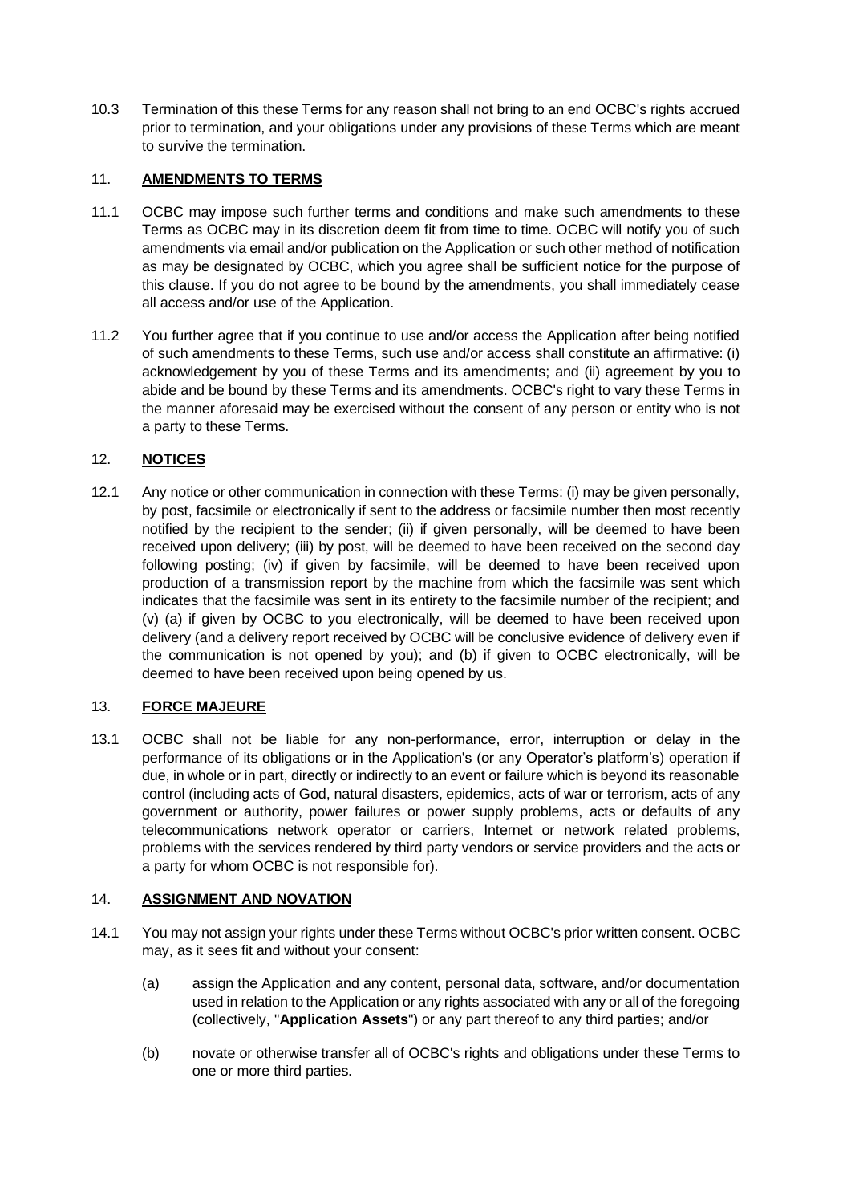10.3 Termination of this these Terms for any reason shall not bring to an end OCBC's rights accrued prior to termination, and your obligations under any provisions of these Terms which are meant to survive the termination.

## 11. **AMENDMENTS TO TERMS**

11.1 OCBC may impose such further terms and conditions and make such amendments to these Terms as OCBC may in its discretion deem fit from time to time. OCBC will notify you of such amendments via email and/or publication on the Application or such other method of notification as may be designated by OCBC, which you agree shall be sufficient notice for the purpose of this clause. If you do not agree to be bound by the amendments, you shall immediately cease all access and/or use of the Application.

11.2 You further agree that if you continue to use and/or access the Application after being notified of such amendments to these Terms, such use and/or access shall constitute an affirmative: (i) acknowledgement by you of these Terms and its amendments; and (ii) agreement by you to abide and be bound by these Terms and its amendments. OCBC's right to vary these Terms in the manner aforesaid may be exercised without the consent of any person or entity who is not a party to these Terms.

## 12. **NOTICES**

12.1 Any notice or other communication in connection with these Terms: (i) may be given personally, by post, facsimile or electronically if sent to the address or facsimile number then most recently notified by the recipient to the sender; (ii) if given personally, will be deemed to have been received upon delivery; (iii) by post, will be deemed to have been received on the second day following posting; (iv) if given by facsimile, will be deemed to have been received upon production of a transmission report by the machine from which the facsimile was sent which indicates that the facsimile was sent in its entirety to the facsimile number of the recipient; and (v) (a) if given by OCBC to you electronically, will be deemed to have been received upon delivery (and a delivery report received by OCBC will be conclusive evidence of delivery even if the communication is not opened by you); and (b) if given to OCBC electronically, will be deemed to have been received upon being opened by us.

## 13. **FORCE MAJEURE**

13.1 OCBC shall not be liable for any non-performance, error, interruption or delay in the performance of its obligations or in the Application's (or any Operator's platform's) operation if due, in whole or in part, directly or indirectly to an event or failure which is beyond its reasonable control (including acts of God, natural disasters, epidemics, acts of war or terrorism, acts of any government or authority, power failures or power supply problems, acts or defaults of any telecommunications network operator or carriers, Internet or network related problems, problems with the services rendered by third party vendors or service providers and the acts or a party for whom OCBC is not responsible for).

## 14. **ASSIGNMENT AND NOVATION**

14.1 You may not assign your rights under these Terms without OCBC's prior written consent. OCBC may, as it sees fit and without your consent:

(a) assign the Application and any content, personal data, software, and/or documentation used in relation to the Application or any rights associated with any or all of the foregoing (collectively, "**Application Assets**") or any part thereof to any third parties; and/or

(b) novate or otherwise transfer all of OCBC's rights and obligations under these Terms to one or more third parties.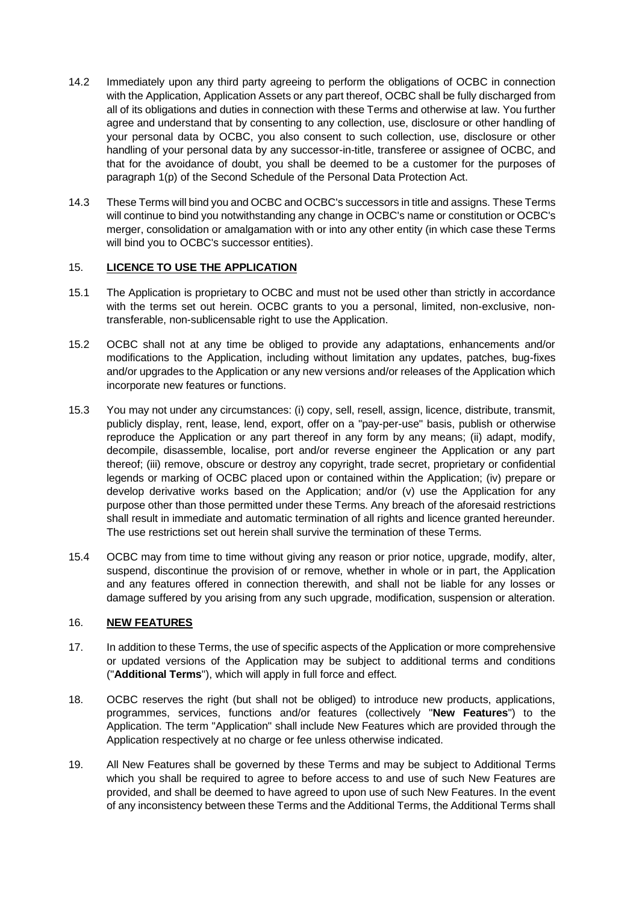14.2 Immediately upon any third party agreeing to perform the obligations of OCBC in connection with the Application, Application Assets or any part thereof, OCBC shall be fully discharged from all of its obligations and duties in connection with these Terms and otherwise at law. You further agree and understand that by consenting to any collection, use, disclosure or other handling of your personal data by OCBC, you also consent to such collection, use, disclosure or other handling of your personal data by any successor-in-title, transferee or assignee of OCBC, and that for the avoidance of doubt, you shall be deemed to be a customer for the purposes of paragraph 1(p) of the Second Schedule of the Personal Data Protection Act.

14.3 These Terms will bind you and OCBC and OCBC's successors in title and assigns. These Terms will continue to bind you notwithstanding any change in OCBC's name or constitution or OCBC's merger, consolidation or amalgamation with or into any other entity (in which case these Terms will bind you to OCBC's successor entities).

## 15. LICENCE TO USE THE APPLICATION

15.1 The Application is proprietary to OCBC and must not be used other than strictly in accordance with the terms set out herein. OCBC grants to you a personal, limited, non-exclusive, non-transferable, non-sublicensable right to use the Application.

15.2 OCBC shall not at any time be obliged to provide any adaptations, enhancements and/or modifications to the Application, including without limitation any updates, patches, bug-fixes and/or upgrades to the Application or any new versions and/or releases of the Application which incorporate new features or functions.

15.3 You may not under any circumstances: (i) copy, sell, resell, assign, licence, distribute, transmit, publicly display, rent, lease, lend, export, offer on a "pay-per-use" basis, publish or otherwise reproduce the Application or any part thereof in any form by any means; (ii) adapt, modify, decompile, disassemble, localise, port and/or reverse engineer the Application or any part thereof; (iii) remove, obscure or destroy any copyright, trade secret, proprietary or confidential legends or marking of OCBC placed upon or contained within the Application; (iv) prepare or develop derivative works based on the Application; and/or (v) use the Application for any purpose other than those permitted under these Terms. Any breach of the aforesaid restrictions shall result in immediate and automatic termination of all rights and licence granted hereunder. The use restrictions set out herein shall survive the termination of these Terms.

15.4 OCBC may from time to time without giving any reason or prior notice, upgrade, modify, alter, suspend, discontinue the provision of or remove, whether in whole or in part, the Application and any features offered in connection therewith, and shall not be liable for any losses or damage suffered by you arising from any such upgrade, modification, suspension or alteration.

## 16. NEW FEATURES

17. In addition to these Terms, the use of specific aspects of the Application or more comprehensive or updated versions of the Application may be subject to additional terms and conditions ("**Additional Terms**"), which will apply in full force and effect.

18. OCBC reserves the right (but shall not be obliged) to introduce new products, applications, programmes, services, functions and/or features (collectively "**New Features**") to the Application. The term "Application" shall include New Features which are provided through the Application respectively at no charge or fee unless otherwise indicated.

19. All New Features shall be governed by these Terms and may be subject to Additional Terms which you shall be required to agree to before access to and use of such New Features are provided, and shall be deemed to have agreed to upon use of such New Features. In the event of any inconsistency between these Terms and the Additional Terms, the Additional Terms shall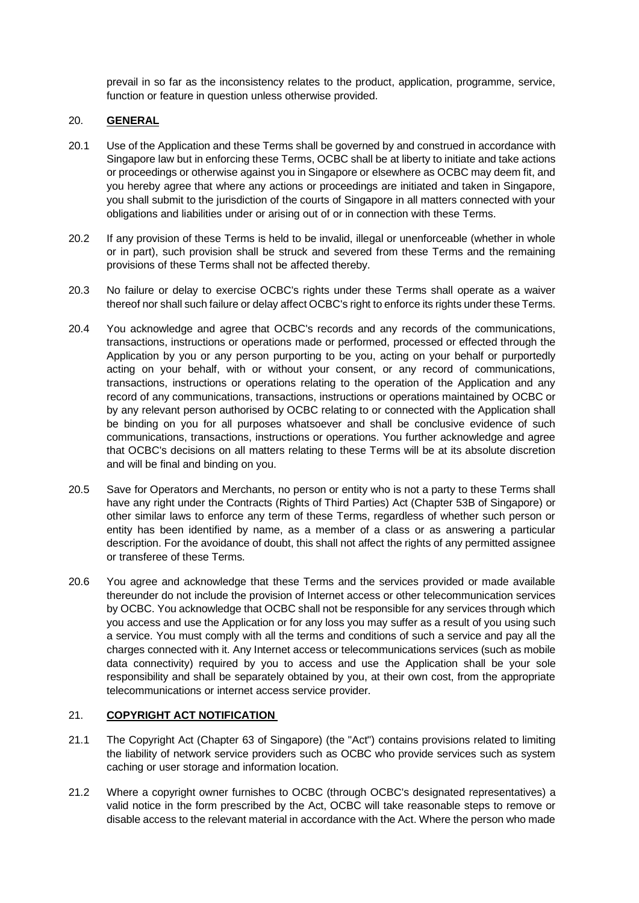prevail in so far as the inconsistency relates to the product, application, programme, service, function or feature in question unless otherwise provided.

20. **GENERAL**

20.1 Use of the Application and these Terms shall be governed by and construed in accordance with Singapore law but in enforcing these Terms, OCBC shall be at liberty to initiate and take actions or proceedings or otherwise against you in Singapore or elsewhere as OCBC may deem fit, and you hereby agree that where any actions or proceedings are initiated and taken in Singapore, you shall submit to the jurisdiction of the courts of Singapore in all matters connected with your obligations and liabilities under or arising out of or in connection with these Terms.

20.2 If any provision of these Terms is held to be invalid, illegal or unenforceable (whether in whole or in part), such provision shall be struck and severed from these Terms and the remaining provisions of these Terms shall not be affected thereby.

20.3 No failure or delay to exercise OCBC's rights under these Terms shall operate as a waiver thereof nor shall such failure or delay affect OCBC's right to enforce its rights under these Terms.

20.4 You acknowledge and agree that OCBC's records and any records of the communications, transactions, instructions or operations made or performed, processed or effected through the Application by you or any person purporting to be you, acting on your behalf or purportedly acting on your behalf, with or without your consent, or any record of communications, transactions, instructions or operations relating to the operation of the Application and any record of any communications, transactions, instructions or operations maintained by OCBC or by any relevant person authorised by OCBC relating to or connected with the Application shall be binding on you for all purposes whatsoever and shall be conclusive evidence of such communications, transactions, instructions or operations. You further acknowledge and agree that OCBC's decisions on all matters relating to these Terms will be at its absolute discretion and will be final and binding on you.

20.5 Save for Operators and Merchants, no person or entity who is not a party to these Terms shall have any right under the Contracts (Rights of Third Parties) Act (Chapter 53B of Singapore) or other similar laws to enforce any term of these Terms, regardless of whether such person or entity has been identified by name, as a member of a class or as answering a particular description. For the avoidance of doubt, this shall not affect the rights of any permitted assignee or transferee of these Terms.

20.6 You agree and acknowledge that these Terms and the services provided or made available thereunder do not include the provision of Internet access or other telecommunication services by OCBC. You acknowledge that OCBC shall not be responsible for any services through which you access and use the Application or for any loss you may suffer as a result of you using such a service. You must comply with all the terms and conditions of such a service and pay all the charges connected with it. Any Internet access or telecommunications services (such as mobile data connectivity) required by you to access and use the Application shall be your sole responsibility and shall be separately obtained by you, at their own cost, from the appropriate telecommunications or internet access service provider.

21. **COPYRIGHT ACT NOTIFICATION**

21.1 The Copyright Act (Chapter 63 of Singapore) (the "Act") contains provisions related to limiting the liability of network service providers such as OCBC who provide services such as system caching or user storage and information location.

21.2 Where a copyright owner furnishes to OCBC (through OCBC's designated representatives) a valid notice in the form prescribed by the Act, OCBC will take reasonable steps to remove or disable access to the relevant material in accordance with the Act. Where the person who made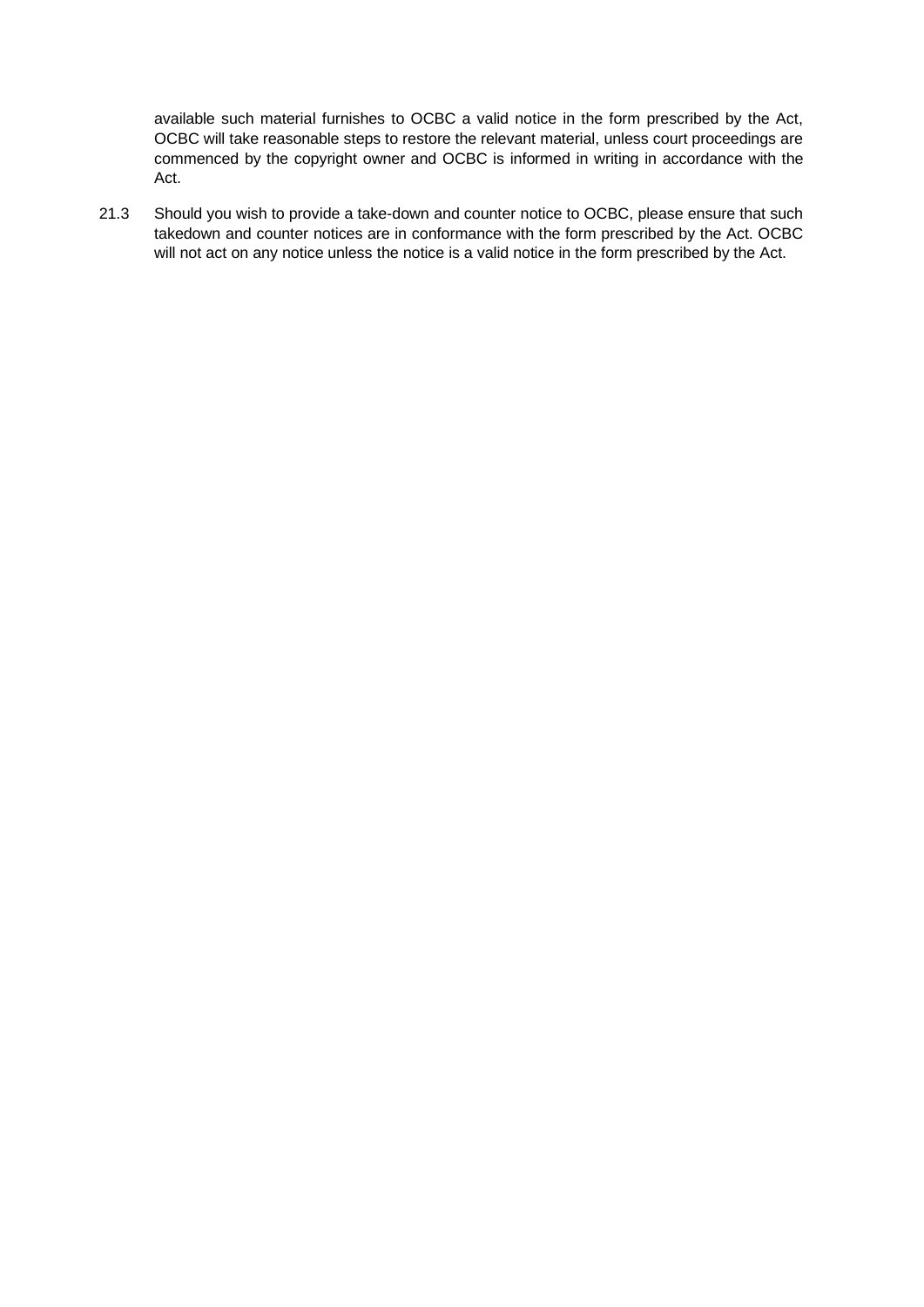available such material furnishes to OCBC a valid notice in the form prescribed by the Act, OCBC will take reasonable steps to restore the relevant material, unless court proceedings are commenced by the copyright owner and OCBC is informed in writing in accordance with the Act.

21.3 Should you wish to provide a take-down and counter notice to OCBC, please ensure that such takedown and counter notices are in conformance with the form prescribed by the Act. OCBC will not act on any notice unless the notice is a valid notice in the form prescribed by the Act.